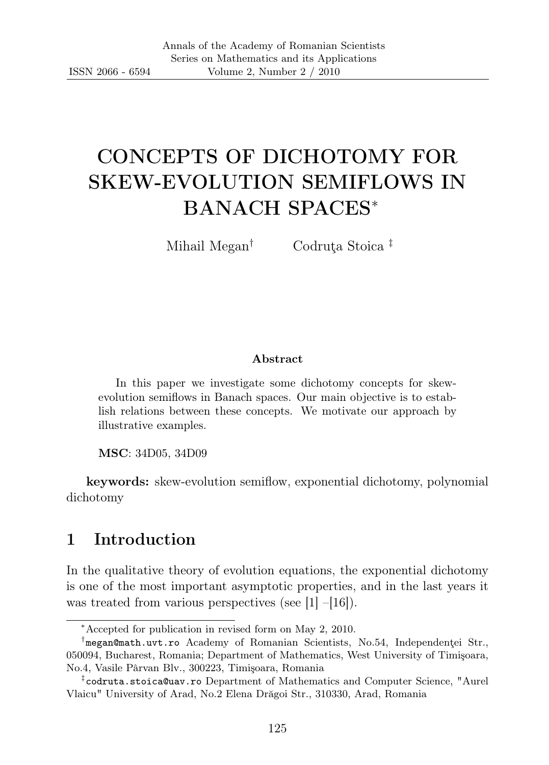# CONCEPTS OF DICHOTOMY FOR SKEW-EVOLUTION SEMIFLOWS IN BANACH SPACES*

Mihail Megan† Codruţa Stoica ‡

**Abstract**

In this paper we investigate some dichotomy concepts for skew-evolution semiflows in Banach spaces. Our main objective is to establish relations between these concepts. We motivate our approach by illustrative examples.

**MSC**: 34D05, 34D09

**keywords:** skew-evolution semiflow, exponential dichotomy, polynomial dichotomy

## 1 Introduction

In the qualitative theory of evolution equations, the exponential dichotomy is one of the most important asymptotic properties, and in the last years it was treated from various perspectives (see [1] –[16]).

---

*Accepted for publication in revised form on May 2, 2010.

†megan@math.uvt.ro Academy of Romanian Scientists, No.54, Independenţei Str., 050094, Bucharest, Romania; Department of Mathematics, West University of Timişoara, No.4, Vasile Pârvan Blv., 300223, Timişoara, Romania

‡codruta.stoica@uav.ro Department of Mathematics and Computer Science, "Aurel Vlaicu" University of Arad, No.2 Elena Drăgoi Str., 310330, Arad, Romania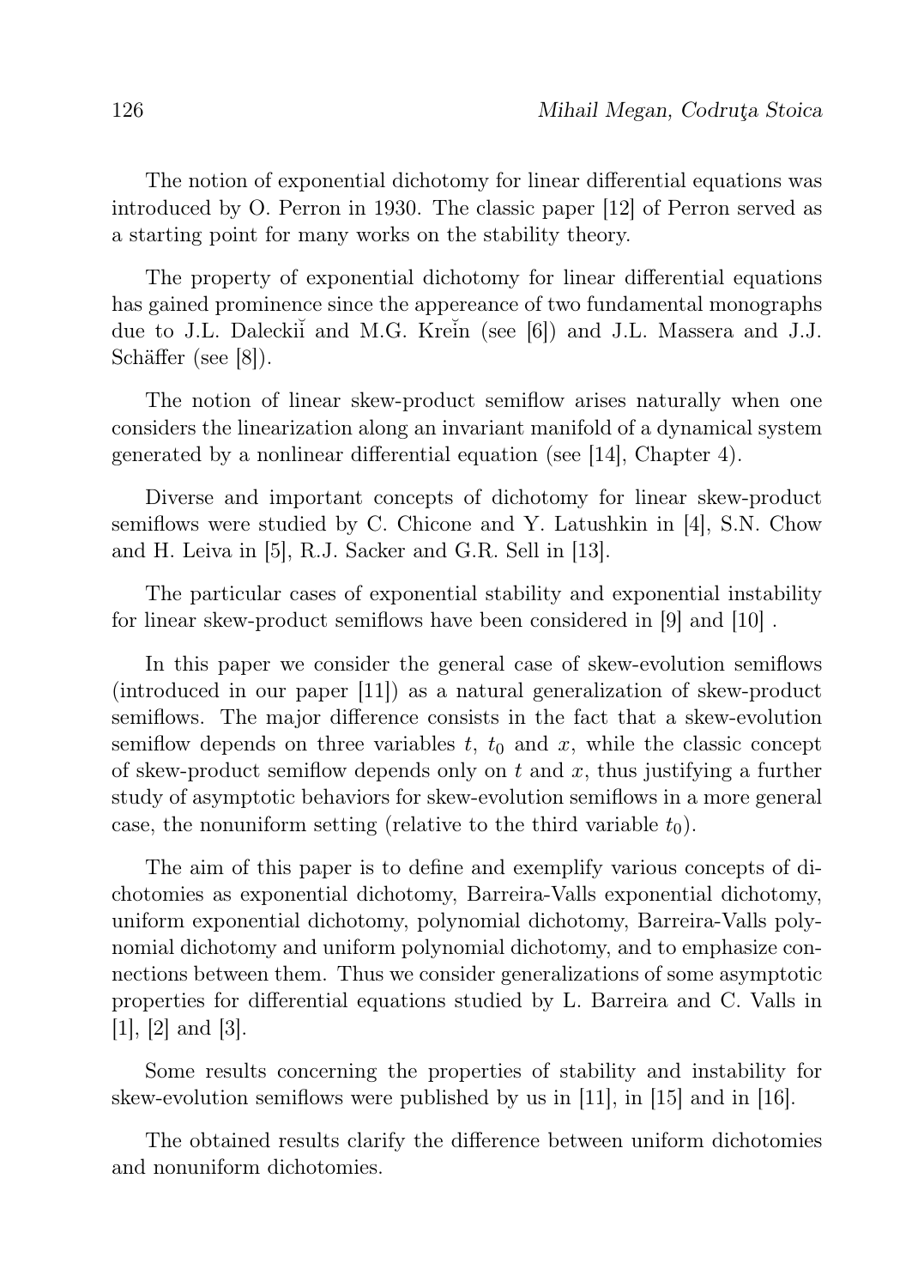The notion of exponential dichotomy for linear differential equations was introduced by O. Perron in 1930. The classic paper [12] of Perron served as a starting point for many works on the stability theory.

The property of exponential dichotomy for linear differential equations has gained prominence since the appereance of two fundamental monographs due to J.L. Daleckiĭ and M.G. Kreĭn (see [6]) and J.L. Massera and J.J. Schäffer (see [8]).

The notion of linear skew-product semiflow arises naturally when one considers the linearization along an invariant manifold of a dynamical system generated by a nonlinear differential equation (see [14], Chapter 4).

Diverse and important concepts of dichotomy for linear skew-product semiflows were studied by C. Chicone and Y. Latushkin in [4], S.N. Chow and H. Leiva in [5], R.J. Sacker and G.R. Sell in [13].

The particular cases of exponential stability and exponential instability for linear skew-product semiflows have been considered in [9] and [10] .

In this paper we consider the general case of skew-evolution semiflows (introduced in our paper [11]) as a natural generalization of skew-product semiflows. The major difference consists in the fact that a skew-evolution semiflow depends on three variables $t$, $t_0$ and $x$, while the classic concept of skew-product semiflow depends only on $t$ and $x$, thus justifying a further study of asymptotic behaviors for skew-evolution semiflows in a more general case, the nonuniform setting (relative to the third variable $t_0$).

The aim of this paper is to define and exemplify various concepts of dichotomies as exponential dichotomy, Barreira-Valls exponential dichotomy, uniform exponential dichotomy, polynomial dichotomy, Barreira-Valls polynomial dichotomy and uniform polynomial dichotomy, and to emphasize connections between them. Thus we consider generalizations of some asymptotic properties for differential equations studied by L. Barreira and C. Valls in [1], [2] and [3].

Some results concerning the properties of stability and instability for skew-evolution semiflows were published by us in [11], in [15] and in [16].

The obtained results clarify the difference between uniform dichotomies and nonuniform dichotomies.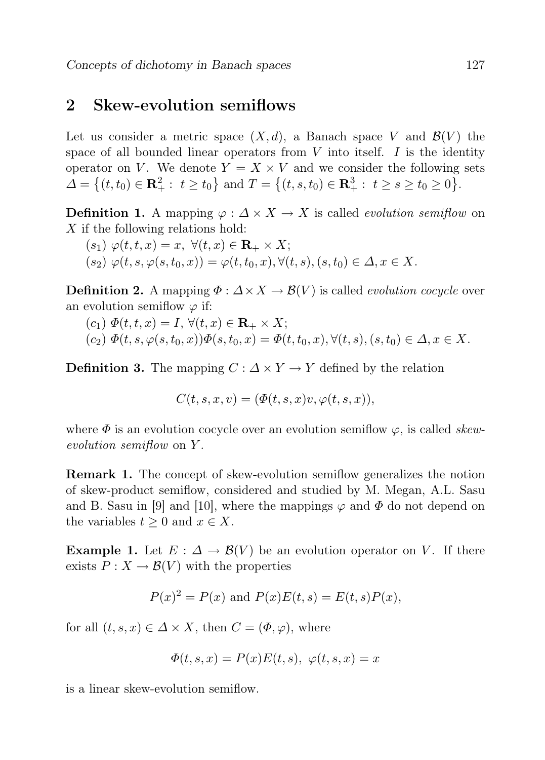## 2 Skew-evolution semiflows

Let us consider a metric space $(X, d)$, a Banach space $V$ and $\mathcal{B}(V)$ the space of all bounded linear operators from $V$ into itself. $I$ is the identity operator on $V$. We denote $Y = X \times V$ and we consider the following sets $\Delta = \{(t, t_0) \in \mathbf{R}_+^2 : \ t \geq t_0\}$ and $T = \{(t, s, t_0) \in \mathbf{R}_+^3 : \ t \geq s \geq t_0 \geq 0\}$.

**Definition 1.** A mapping $\varphi : \Delta \times X \to X$ is called *evolution semiflow* on $X$ if the following relations hold:

$(s_1)$ $\varphi(t, t, x) = x, \ \forall (t, x) \in \mathbf{R}_+ \times X$;

$(s_2)$ $\varphi(t, s, \varphi(s, t_0, x)) = \varphi(t, t_0, x), \forall (t, s), (s, t_0) \in \Delta, x \in X$.

**Definition 2.** A mapping $\Phi : \Delta \times X \to \mathcal{B}(V)$ is called *evolution cocycle* over an evolution semiflow $\varphi$ if:

$(c_1)$ $\Phi(t, t, x) = I, \ \forall (t, x) \in \mathbf{R}_+ \times X$;

$(c_2)$ $\Phi(t, s, \varphi(s, t_0, x))\Phi(s, t_0, x) = \Phi(t, t_0, x), \forall (t, s), (s, t_0) \in \Delta, x \in X$.

**Definition 3.** The mapping $C : \Delta \times Y \to Y$ defined by the relation

$$C(t, s, x, v) = (\Phi(t, s, x)v, \varphi(t, s, x)),$$

where $\Phi$ is an evolution cocycle over an evolution semiflow $\varphi$, is called *skew-evolution semiflow* on $Y$.

**Remark 1.** The concept of skew-evolution semiflow generalizes the notion of skew-product semiflow, considered and studied by M. Megan, A.L. Sasu and B. Sasu in [9] and [10], where the mappings $\varphi$ and $\Phi$ do not depend on the variables $t \geq 0$ and $x \in X$.

**Example 1.** Let $E : \Delta \to \mathcal{B}(V)$ be an evolution operator on $V$. If there exists $P : X \to \mathcal{B}(V)$ with the properties

$$P(x)^2 = P(x) \text{ and } P(x)E(t, s) = E(t, s)P(x),$$

for all $(t, s, x) \in \Delta \times X$, then $C = (\Phi, \varphi)$, where

$$\Phi(t, s, x) = P(x)E(t, s), \ \varphi(t, s, x) = x$$

is a linear skew-evolution semiflow.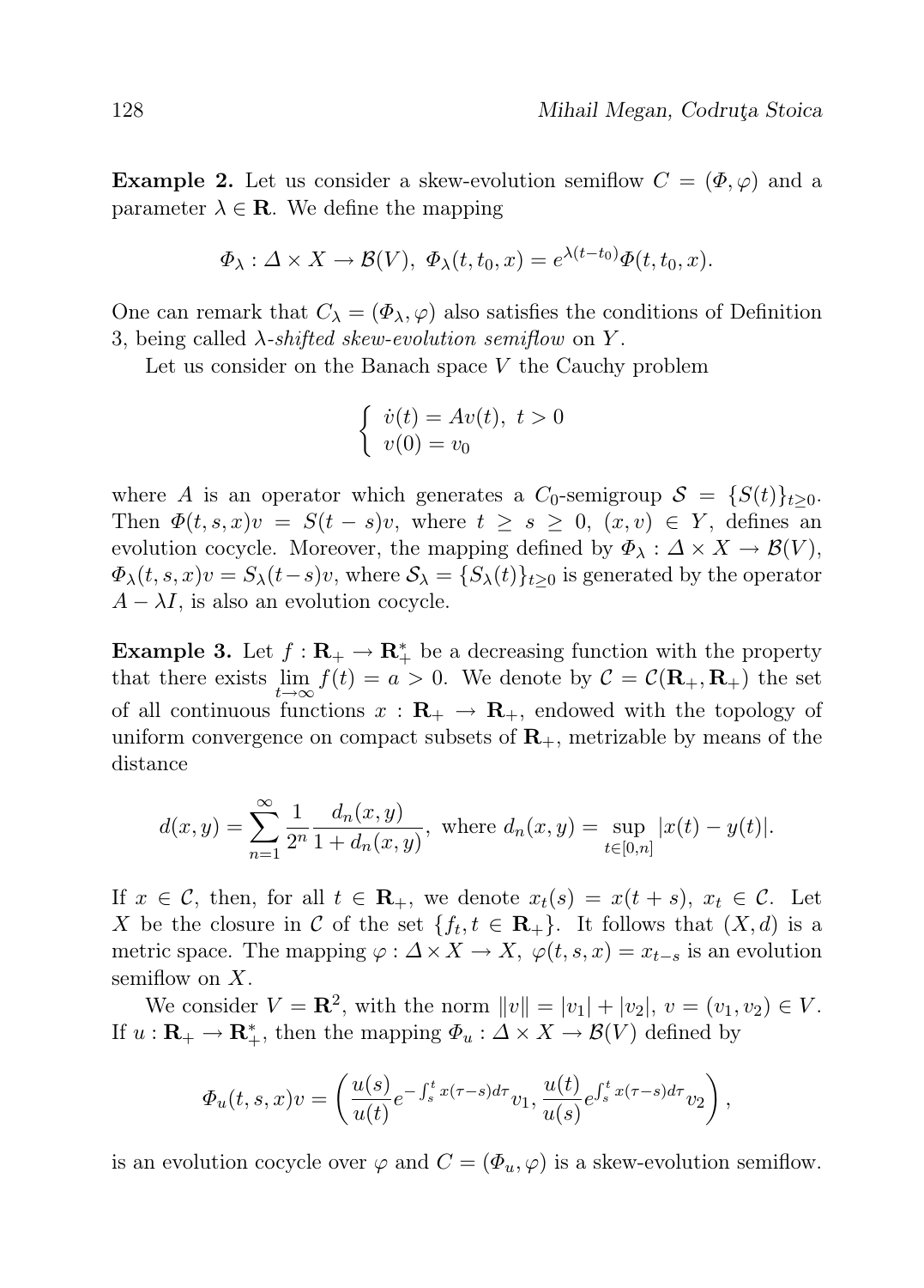**Example 2.** Let us consider a skew-evolution semiflow $C = (\Phi, \varphi)$ and a parameter $\lambda \in \mathbf{R}$. We define the mapping

$$\Phi_\lambda : \Delta \times X \to \mathcal{B}(V),\ \Phi_\lambda(t, t_0, x) = e^{\lambda(t-t_0)}\Phi(t, t_0, x).$$

One can remark that $C_\lambda = (\Phi_\lambda, \varphi)$ also satisfies the conditions of Definition 3, being called *$\lambda$-shifted skew-evolution semiflow* on $Y$.

Let us consider on the Banach space $V$ the Cauchy problem

$$\begin{cases} \dot{v}(t) = Av(t),\ t > 0 \\ v(0) = v_0 \end{cases}$$

where $A$ is an operator which generates a $C_0$-semigroup $\mathcal{S} = \{S(t)\}_{t \geq 0}$. Then $\Phi(t, s, x)v = S(t-s)v$, where $t \geq s \geq 0$, $(x, v) \in Y$, defines an evolution cocycle. Moreover, the mapping defined by $\Phi_\lambda : \Delta \times X \to \mathcal{B}(V)$, $\Phi_\lambda(t, s, x)v = S_\lambda(t-s)v$, where $\mathcal{S}_\lambda = \{S_\lambda(t)\}_{t \geq 0}$ is generated by the operator $A - \lambda I$, is also an evolution cocycle.

**Example 3.** Let $f : \mathbf{R}_+ \to \mathbf{R}_+^*$ be a decreasing function with the property that there exists $\lim_{t \to \infty} f(t) = a > 0$. We denote by $\mathcal{C} = \mathcal{C}(\mathbf{R}_+, \mathbf{R}_+)$ the set of all continuous functions $x : \mathbf{R}_+ \to \mathbf{R}_+$, endowed with the topology of uniform convergence on compact subsets of $\mathbf{R}_+$, metrizable by means of the distance

$$d(x, y) = \sum_{n=1}^{\infty} \frac{1}{2^n} \frac{d_n(x, y)}{1 + d_n(x, y)},\ \text{where}\ d_n(x, y) = \sup_{t \in [0, n]} |x(t) - y(t)|.$$

If $x \in \mathcal{C}$, then, for all $t \in \mathbf{R}_+$, we denote $x_t(s) = x(t+s)$, $x_t \in \mathcal{C}$. Let $X$ be the closure in $\mathcal{C}$ of the set $\{f_t, t \in \mathbf{R}_+\}$. It follows that $(X, d)$ is a metric space. The mapping $\varphi : \Delta \times X \to X$, $\varphi(t, s, x) = x_{t-s}$ is an evolution semiflow on $X$.

We consider $V = \mathbf{R}^2$, with the norm $\|v\| = |v_1| + |v_2|$, $v = (v_1, v_2) \in V$. If $u : \mathbf{R}_+ \to \mathbf{R}_+^*$, then the mapping $\Phi_u : \Delta \times X \to \mathcal{B}(V)$ defined by

$$\Phi_u(t, s, x)v = \left( \frac{u(s)}{u(t)} e^{-\int_s^t x(\tau - s)d\tau} v_1, \frac{u(t)}{u(s)} e^{\int_s^t x(\tau - s)d\tau} v_2 \right),$$

is an evolution cocycle over $\varphi$ and $C = (\Phi_u, \varphi)$ is a skew-evolution semiflow.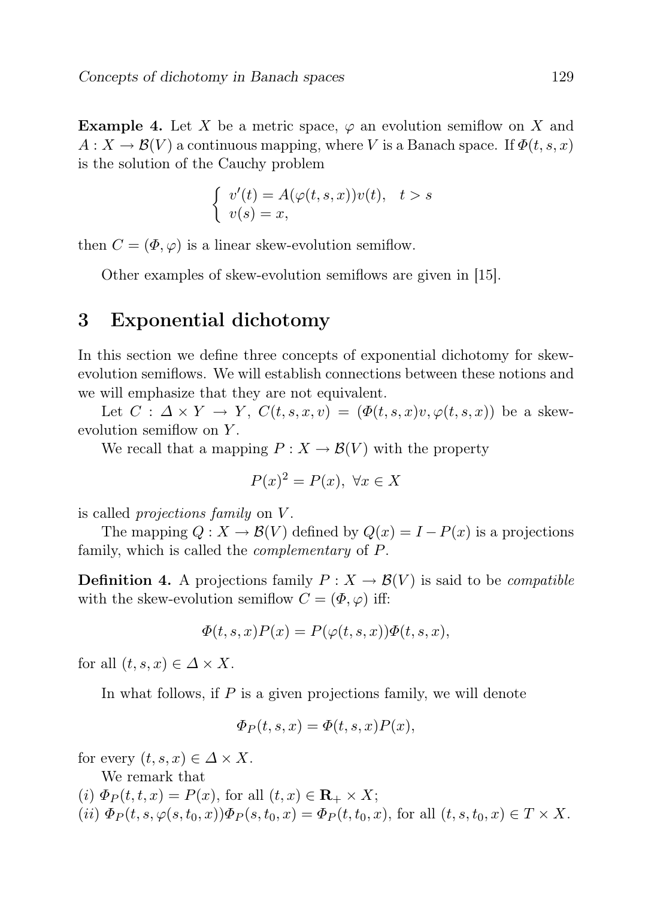**Example 4.** Let $X$ be a metric space, $\varphi$ an evolution semiflow on $X$ and $A : X \to \mathcal{B}(V)$ a continuous mapping, where $V$ is a Banach space. If $\Phi(t, s, x)$ is the solution of the Cauchy problem

$$\begin{cases} v'(t) = A(\varphi(t, s, x))v(t), & t > s \\ v(s) = x, \end{cases}$$

then $C = (\Phi, \varphi)$ is a linear skew-evolution semiflow.

Other examples of skew-evolution semiflows are given in [15].

## 3 Exponential dichotomy

In this section we define three concepts of exponential dichotomy for skew-evolution semiflows. We will establish connections between these notions and we will emphasize that they are not equivalent.

Let $C : \Delta \times Y \to Y$, $C(t, s, x, v) = (\Phi(t, s, x)v, \varphi(t, s, x))$ be a skew-evolution semiflow on $Y$.

We recall that a mapping $P : X \to \mathcal{B}(V)$ with the property

$$P(x)^2 = P(x), \ \forall x \in X$$

is called *projections family* on $V$.

The mapping $Q : X \to \mathcal{B}(V)$ defined by $Q(x) = I - P(x)$ is a projections family, which is called the *complementary* of $P$.

**Definition 4.** A projections family $P : X \to \mathcal{B}(V)$ is said to be *compatible* with the skew-evolution semiflow $C = (\Phi, \varphi)$ iff:

$$\Phi(t, s, x)P(x) = P(\varphi(t, s, x))\Phi(t, s, x),$$

for all $(t, s, x) \in \Delta \times X$.

In what follows, if $P$ is a given projections family, we will denote

$$\Phi_P(t, s, x) = \Phi(t, s, x)P(x),$$

for every $(t, s, x) \in \Delta \times X$.

We remark that

*(i)* $\Phi_P(t, t, x) = P(x)$, for all $(t, x) \in \mathbf{R}_+ \times X$;

*(ii)* $\Phi_P(t, s, \varphi(s, t_0, x))\Phi_P(s, t_0, x) = \Phi_P(t, t_0, x)$, for all $(t, s, t_0, x) \in T \times X$.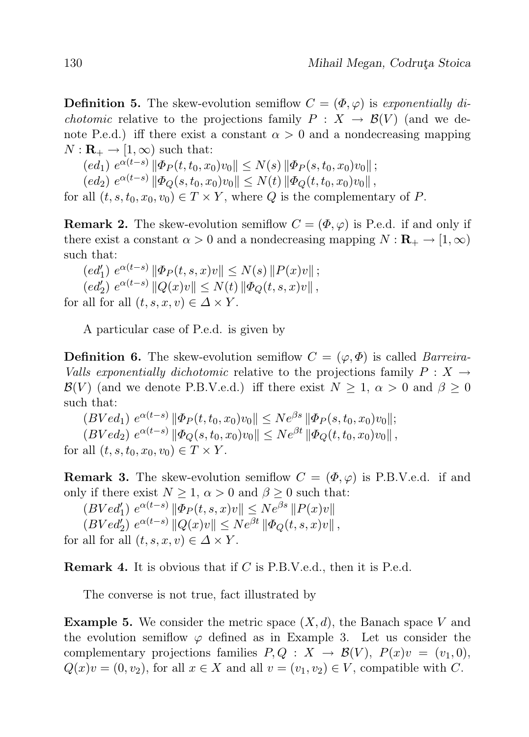**Definition 5.** The skew-evolution semiflow $C = (\Phi, \varphi)$ is *exponentially dichotomic* relative to the projections family $P : X \to \mathcal{B}(V)$ (and we denote P.e.d.) iff there exist a constant $\alpha > 0$ and a nondecreasing mapping $N : \mathbf{R}_+ \to [1, \infty)$ such that:

$(ed_1)$ $e^{\alpha(t-s)} \|\Phi_P(t, t_0, x_0)v_0\| \leq N(s) \|\Phi_P(s, t_0, x_0)v_0\|$;

$(ed_2)$ $e^{\alpha(t-s)} \|\Phi_Q(s, t_0, x_0)v_0\| \leq N(t) \|\Phi_Q(t, t_0, x_0)v_0\|$,

for all $(t, s, t_0, x_0, v_0) \in T \times Y$, where $Q$ is the complementary of $P$.

**Remark 2.** The skew-evolution semiflow $C = (\Phi, \varphi)$ is P.e.d. if and only if there exist a constant $\alpha > 0$ and a nondecreasing mapping $N : \mathbf{R}_+ \to [1, \infty)$ such that:

$(ed_1')$ $e^{\alpha(t-s)} \|\Phi_P(t, s, x)v\| \leq N(s) \|P(x)v\|$;

$(ed_2')$ $e^{\alpha(t-s)} \|Q(x)v\| \leq N(t) \|\Phi_Q(t, s, x)v\|$,

for all for all $(t, s, x, v) \in \Delta \times Y$.

A particular case of P.e.d. is given by

**Definition 6.** The skew-evolution semiflow $C = (\varphi, \Phi)$ is called *Barreira-Valls exponentially dichotomic* relative to the projections family $P : X \to \mathcal{B}(V)$ (and we denote P.B.V.e.d.) iff there exist $N \geq 1$, $\alpha > 0$ and $\beta \geq 0$ such that:

$(BVed_1)$ $e^{\alpha(t-s)} \|\Phi_P(t, t_0, x_0)v_0\| \leq Ne^{\beta s} \|\Phi_P(s, t_0, x_0)v_0\|$;

$(BVed_2)$ $e^{\alpha(t-s)} \|\Phi_Q(s, t_0, x_0)v_0\| \leq Ne^{\beta t} \|\Phi_Q(t, t_0, x_0)v_0\|$,

for all $(t, s, t_0, x_0, v_0) \in T \times Y$.

**Remark 3.** The skew-evolution semiflow $C = (\Phi, \varphi)$ is P.B.V.e.d. if and only if there exist $N \geq 1$, $\alpha > 0$ and $\beta \geq 0$ such that:

$(BVed_1')$ $e^{\alpha(t-s)} \|\Phi_P(t, s, x)v\| \leq Ne^{\beta s} \|P(x)v\|$

$(BVed_2')$ $e^{\alpha(t-s)} \|Q(x)v\| \leq Ne^{\beta t} \|\Phi_Q(t, s, x)v\|$,

for all for all $(t, s, x, v) \in \Delta \times Y$.

**Remark 4.** It is obvious that if $C$ is P.B.V.e.d., then it is P.e.d.

The converse is not true, fact illustrated by

**Example 5.** We consider the metric space $(X, d)$, the Banach space $V$ and the evolution semiflow $\varphi$ defined as in Example 3. Let us consider the complementary projections families $P, Q : X \to \mathcal{B}(V)$, $P(x)v = (v_1, 0)$, $Q(x)v = (0, v_2)$, for all $x \in X$ and all $v = (v_1, v_2) \in V$, compatible with $C$.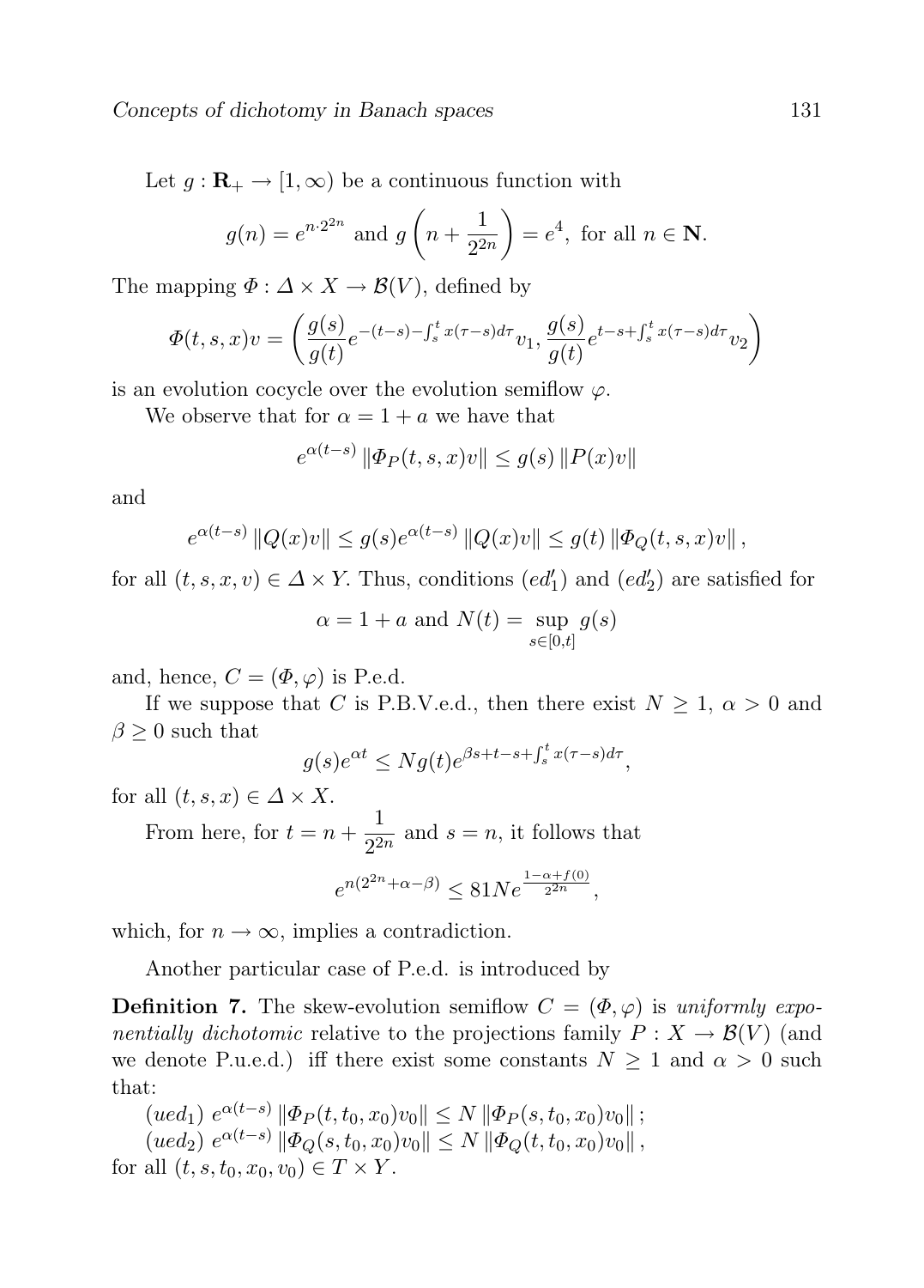Let $g : \mathbf{R}_+ \to [1, \infty)$ be a continuous function with

$$g(n) = e^{n \cdot 2^{2n}} \text{ and } g\left(n + \frac{1}{2^{2n}}\right) = e^4, \text{ for all } n \in \mathbf{N}.$$

The mapping $\Phi : \Delta \times X \to \mathcal{B}(V)$, defined by

$$\Phi(t, s, x)v = \left(\frac{g(s)}{g(t)} e^{-(t-s) - \int_s^t x(\tau - s)d\tau} v_1, \frac{g(s)}{g(t)} e^{t-s+\int_s^t x(\tau-s)d\tau} v_2\right)$$

is an evolution cocycle over the evolution semiflow $\varphi$.

We observe that for $\alpha = 1 + a$ we have that

$$e^{\alpha(t-s)} \|\Phi_P(t, s, x)v\| \leq g(s) \|P(x)v\|$$

and

$$e^{\alpha(t-s)} \|Q(x)v\| \leq g(s)e^{\alpha(t-s)} \|Q(x)v\| \leq g(t) \|\Phi_Q(t, s, x)v\|,$$

for all $(t, s, x, v) \in \Delta \times Y$. Thus, conditions $(ed_1')$ and $(ed_2')$ are satisfied for

$$\alpha = 1 + a \text{ and } N(t) = \sup_{s \in [0,t]} g(s)$$

and, hence, $C = (\Phi, \varphi)$ is P.e.d.

If we suppose that $C$ is P.B.V.e.d., then there exist $N \geq 1$, $\alpha > 0$ and $\beta \geq 0$ such that

$$g(s)e^{\alpha t} \leq N g(t) e^{\beta s + t - s + \int_s^t x(\tau - s)d\tau},$$

for all $(t, s, x) \in \Delta \times X$.

From here, for $t = n + \dfrac{1}{2^{2n}}$ and $s = n$, it follows that

$$e^{n(2^{2n} + \alpha - \beta)} \leq 81 N e^{\frac{1-\alpha+f(0)}{2^{2n}}},$$

which, for $n \to \infty$, implies a contradiction.

Another particular case of P.e.d. is introduced by

**Definition 7.** The skew-evolution semiflow $C = (\Phi, \varphi)$ is *uniformly exponentially dichotomic* relative to the projections family $P : X \to \mathcal{B}(V)$ (and we denote P.u.e.d.) iff there exist some constants $N \geq 1$ and $\alpha > 0$ such that:

$(ued_1)$ $e^{\alpha(t-s)} \|\Phi_P(t, t_0, x_0)v_0\| \leq N \|\Phi_P(s, t_0, x_0)v_0\|$;

$(ued_2)$ $e^{\alpha(t-s)} \|\Phi_Q(s, t_0, x_0)v_0\| \leq N \|\Phi_Q(t, t_0, x_0)v_0\|$,

for all $(t, s, t_0, x_0, v_0) \in T \times Y$.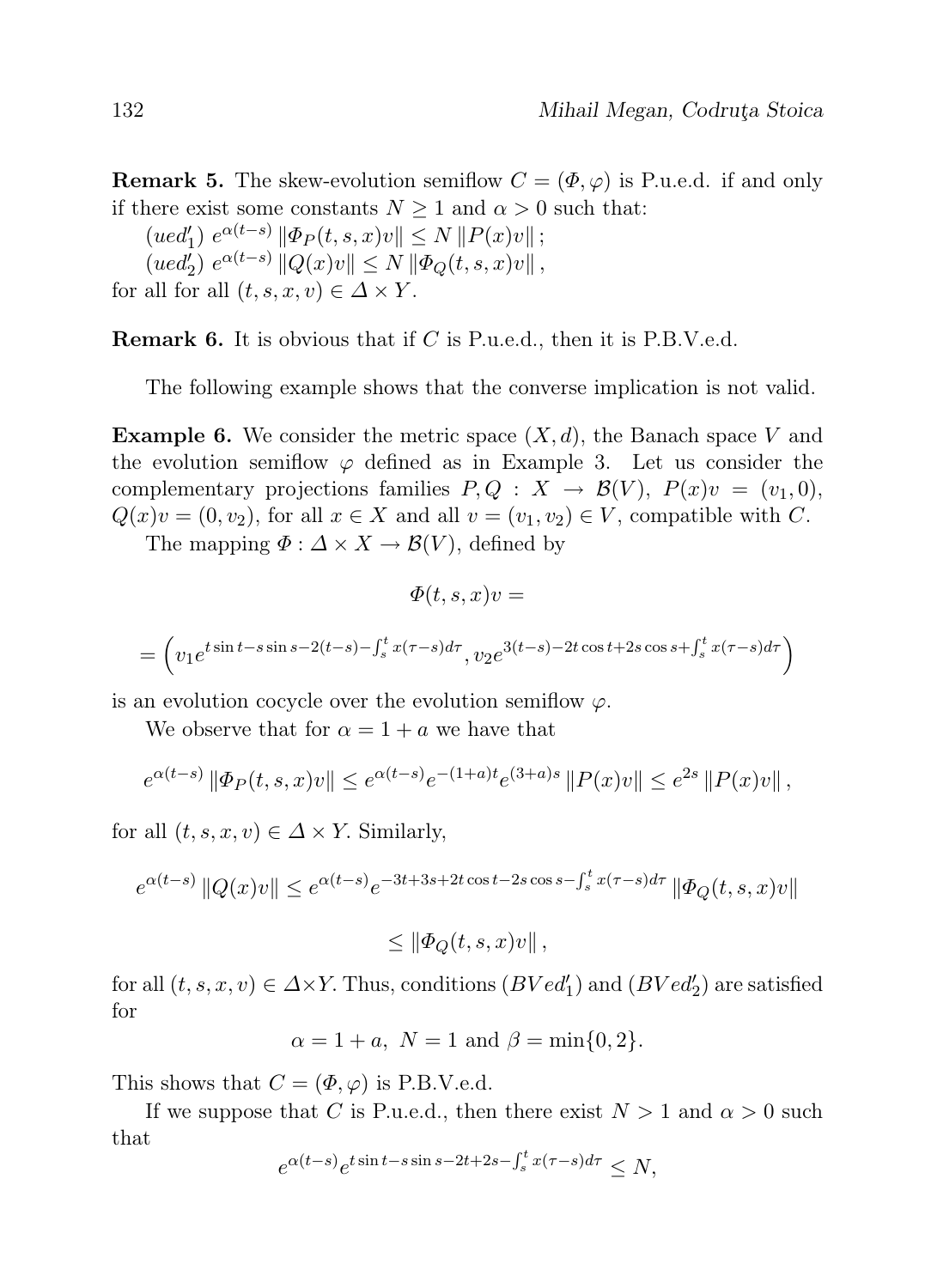**Remark 5.** The skew-evolution semiflow $C = (\Phi, \varphi)$ is P.u.e.d. if and only if there exist some constants $N \geq 1$ and $\alpha > 0$ such that:

$(ued_1')$ $e^{\alpha(t-s)} \|\Phi_P(t,s,x)v\| \leq N \|P(x)v\|$;
$(ued_2')$ $e^{\alpha(t-s)} \|Q(x)v\| \leq N \|\Phi_Q(t,s,x)v\|$,
for all for all $(t,s,x,v) \in \Delta \times Y$.

**Remark 6.** It is obvious that if $C$ is P.u.e.d., then it is P.B.V.e.d.

The following example shows that the converse implication is not valid.

**Example 6.** We consider the metric space $(X,d)$, the Banach space $V$ and the evolution semiflow $\varphi$ defined as in Example 3. Let us consider the complementary projections families $P, Q : X \to \mathcal{B}(V)$, $P(x)v = (v_1, 0)$, $Q(x)v = (0, v_2)$, for all $x \in X$ and all $v = (v_1, v_2) \in V$, compatible with $C$.

The mapping $\Phi : \Delta \times X \to \mathcal{B}(V)$, defined by

$$\Phi(t,s,x)v =$$

$$= \left( v_1 e^{t \sin t - s \sin s - 2(t-s) - \int_s^t x(\tau - s) d\tau}, v_2 e^{3(t-s) - 2t \cos t + 2s \cos s + \int_s^t x(\tau - s) d\tau} \right)$$

is an evolution cocycle over the evolution semiflow $\varphi$.

We observe that for $\alpha = 1 + a$ we have that

$$e^{\alpha(t-s)} \|\Phi_P(t,s,x)v\| \leq e^{\alpha(t-s)} e^{-(1+a)t} e^{(3+a)s} \|P(x)v\| \leq e^{2s} \|P(x)v\|,$$

for all $(t,s,x,v) \in \Delta \times Y$. Similarly,

$$e^{\alpha(t-s)} \|Q(x)v\| \leq e^{\alpha(t-s)} e^{-3t+3s+2t\cos t - 2s \cos s - \int_s^t x(\tau - s) d\tau} \|\Phi_Q(t,s,x)v\|$$

$$\leq \|\Phi_Q(t,s,x)v\|,$$

for all $(t,s,x,v) \in \Delta \times Y$. Thus, conditions $(BVed_1')$ and $(BVed_2')$ are satisfied for

$$\alpha = 1 + a, \ N = 1 \text{ and } \beta = \min\{0, 2\}.$$

This shows that $C = (\Phi, \varphi)$ is P.B.V.e.d.

If we suppose that $C$ is P.u.e.d., then there exist $N > 1$ and $\alpha > 0$ such that

$$e^{\alpha(t-s)} e^{t \sin t - s \sin s - 2t + 2s - \int_s^t x(\tau - s) d\tau} \leq N,$$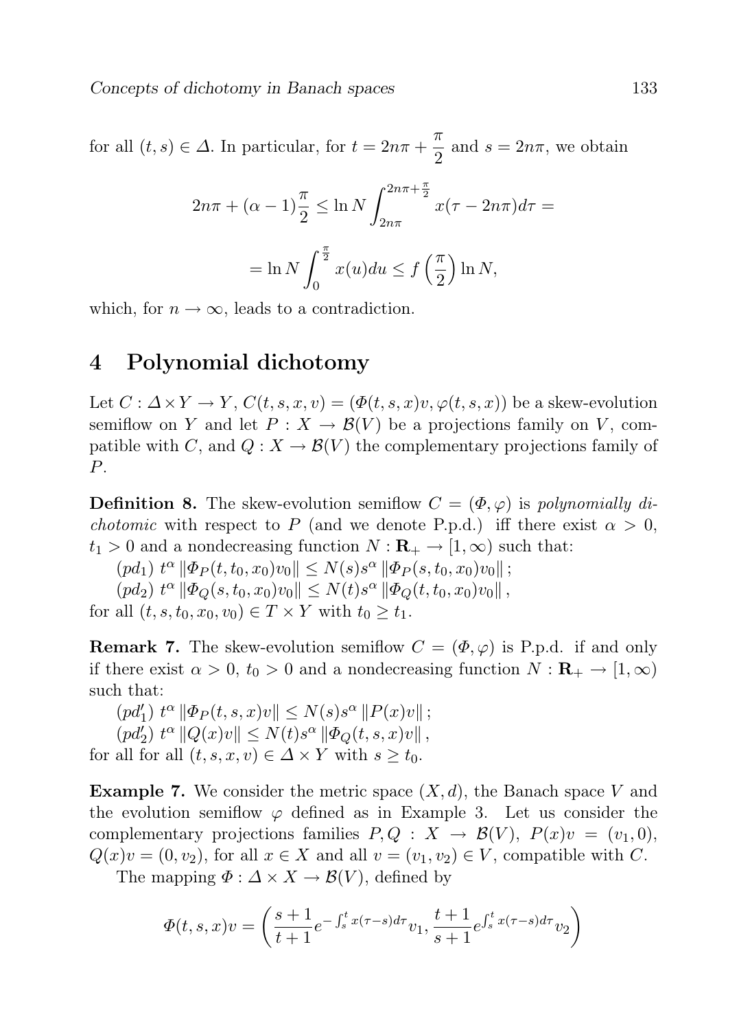for all $(t, s) \in \Delta$. In particular, for $t = 2n\pi + \dfrac{\pi}{2}$ and $s = 2n\pi$, we obtain

$$2n\pi + (\alpha - 1)\frac{\pi}{2} \leq \ln N \int_{2n\pi}^{2n\pi + \frac{\pi}{2}} x(\tau - 2n\pi) d\tau =$$

$$= \ln N \int_{0}^{\frac{\pi}{2}} x(u) du \leq f\left(\frac{\pi}{2}\right) \ln N,$$

which, for $n \to \infty$, leads to a contradiction.

## 4 Polynomial dichotomy

Let $C : \Delta \times Y \to Y$, $C(t, s, x, v) = (\Phi(t, s, x)v, \varphi(t, s, x))$ be a skew-evolution semiflow on $Y$ and let $P : X \to \mathcal{B}(V)$ be a projections family on $V$, compatible with $C$, and $Q : X \to \mathcal{B}(V)$ the complementary projections family of $P$.

**Definition 8.** The skew-evolution semiflow $C = (\Phi, \varphi)$ is *polynomially dichotomic* with respect to $P$ (and we denote P.p.d.) iff there exist $\alpha > 0$, $t_1 > 0$ and a nondecreasing function $N : \mathbf{R}_+ \to [1, \infty)$ such that:

$(pd_1)$ $t^{\alpha} \|\Phi_P(t, t_0, x_0)v_0\| \leq N(s) s^{\alpha} \|\Phi_P(s, t_0, x_0)v_0\|$;

$(pd_2)$ $t^{\alpha} \|\Phi_Q(s, t_0, x_0)v_0\| \leq N(t) s^{\alpha} \|\Phi_Q(t, t_0, x_0)v_0\|$,

for all $(t, s, t_0, x_0, v_0) \in T \times Y$ with $t_0 \geq t_1$.

**Remark 7.** The skew-evolution semiflow $C = (\Phi, \varphi)$ is P.p.d. if and only if there exist $\alpha > 0$, $t_0 > 0$ and a nondecreasing function $N : \mathbf{R}_+ \to [1, \infty)$ such that:

$(pd_1')$ $t^{\alpha} \|\Phi_P(t, s, x)v\| \leq N(s) s^{\alpha} \|P(x)v\|$;

$(pd_2')$ $t^{\alpha} \|Q(x)v\| \leq N(t) s^{\alpha} \|\Phi_Q(t, s, x)v\|$,

for all for all $(t, s, x, v) \in \Delta \times Y$ with $s \geq t_0$.

**Example 7.** We consider the metric space $(X, d)$, the Banach space $V$ and the evolution semiflow $\varphi$ defined as in Example 3. Let us consider the complementary projections families $P, Q : X \to \mathcal{B}(V)$, $P(x)v = (v_1, 0)$, $Q(x)v = (0, v_2)$, for all $x \in X$ and all $v = (v_1, v_2) \in V$, compatible with $C$.

The mapping $\Phi : \Delta \times X \to \mathcal{B}(V)$, defined by

$$\Phi(t, s, x)v = \left( \frac{s+1}{t+1} e^{-\int_s^t x(\tau - s) d\tau} v_1, \frac{t+1}{s+1} e^{\int_s^t x(\tau - s) d\tau} v_2 \right)$$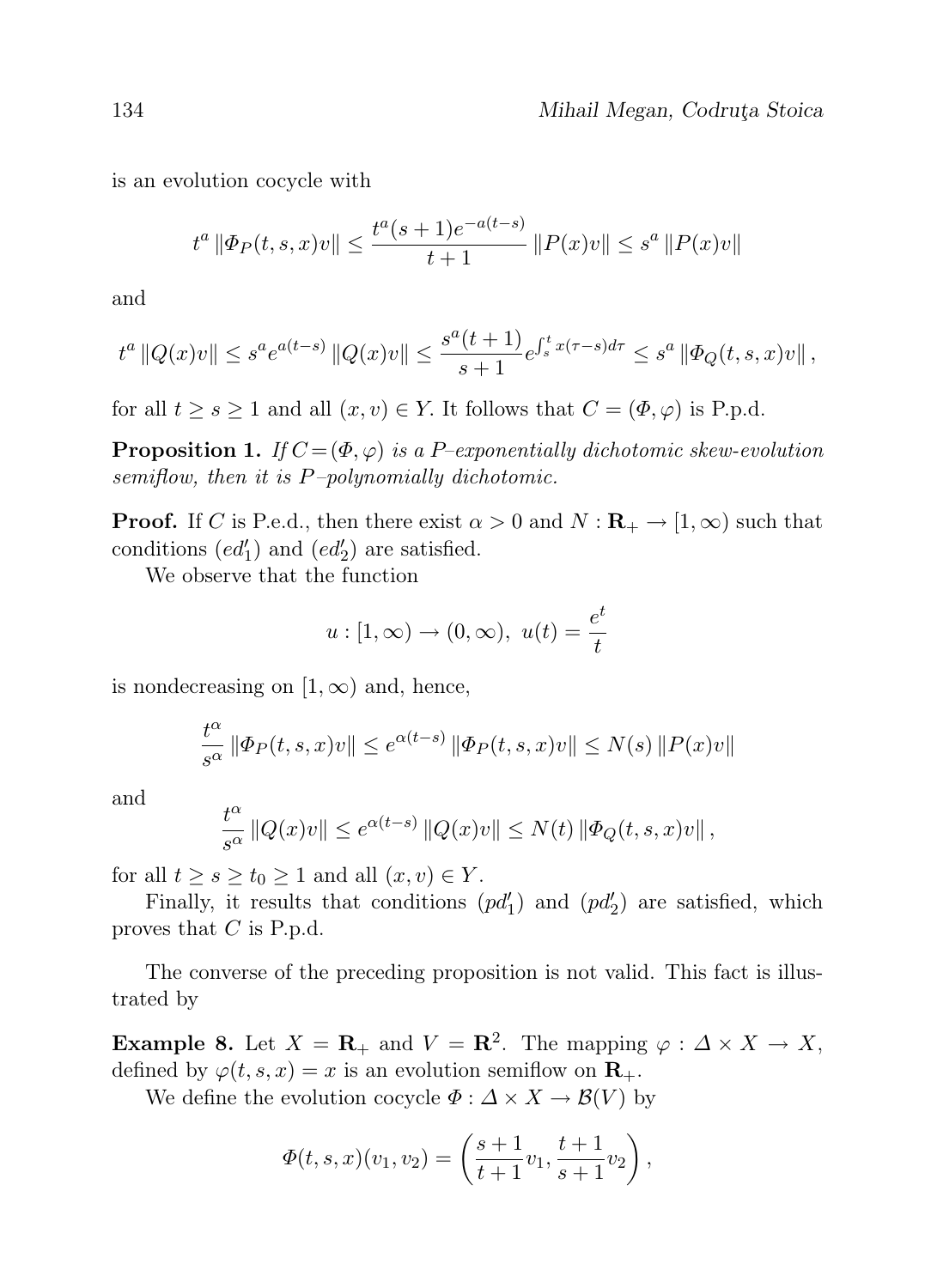is an evolution cocycle with

$$t^a \|\Phi_P(t,s,x)v\| \leq \frac{t^a(s+1)e^{-a(t-s)}}{t+1} \|P(x)v\| \leq s^a \|P(x)v\|$$

and

$$t^a \|Q(x)v\| \leq s^a e^{a(t-s)} \|Q(x)v\| \leq \frac{s^a(t+1)}{s+1} e^{\int_s^t x(\tau - s)d\tau} \leq s^a \|\Phi_Q(t,s,x)v\|,$$

for all $t \geq s \geq 1$ and all $(x,v) \in Y$. It follows that $C = (\Phi, \varphi)$ is P.p.d.

**Proposition 1.** *If $C = (\Phi, \varphi)$ is a $P$–exponentially dichotomic skew-evolution semiflow, then it is $P$–polynomially dichotomic.*

**Proof.** If $C$ is P.e.d., then there exist $\alpha > 0$ and $N : \mathbf{R}_+ \to [1, \infty)$ such that conditions $(ed_1')$ and $(ed_2')$ are satisfied.

We observe that the function

$$u : [1, \infty) \to (0, \infty), \ u(t) = \frac{e^t}{t}$$

is nondecreasing on $[1, \infty)$ and, hence,

$$\frac{t^\alpha}{s^\alpha} \|\Phi_P(t,s,x)v\| \leq e^{\alpha(t-s)} \|\Phi_P(t,s,x)v\| \leq N(s) \|P(x)v\|$$

and

$$\frac{t^\alpha}{s^\alpha} \|Q(x)v\| \leq e^{\alpha(t-s)} \|Q(x)v\| \leq N(t) \|\Phi_Q(t,s,x)v\|,$$

for all $t \geq s \geq t_0 \geq 1$ and all $(x,v) \in Y$.

Finally, it results that conditions $(pd_1')$ and $(pd_2')$ are satisfied, which proves that $C$ is P.p.d.

The converse of the preceding proposition is not valid. This fact is illustrated by

**Example 8.** Let $X = \mathbf{R}_+$ and $V = \mathbf{R}^2$. The mapping $\varphi : \Delta \times X \to X$, defined by $\varphi(t,s,x) = x$ is an evolution semiflow on $\mathbf{R}_+$.

We define the evolution cocycle $\Phi : \Delta \times X \to \mathcal{B}(V)$ by

$$\Phi(t,s,x)(v_1, v_2) = \left( \frac{s+1}{t+1} v_1, \frac{t+1}{s+1} v_2 \right),$$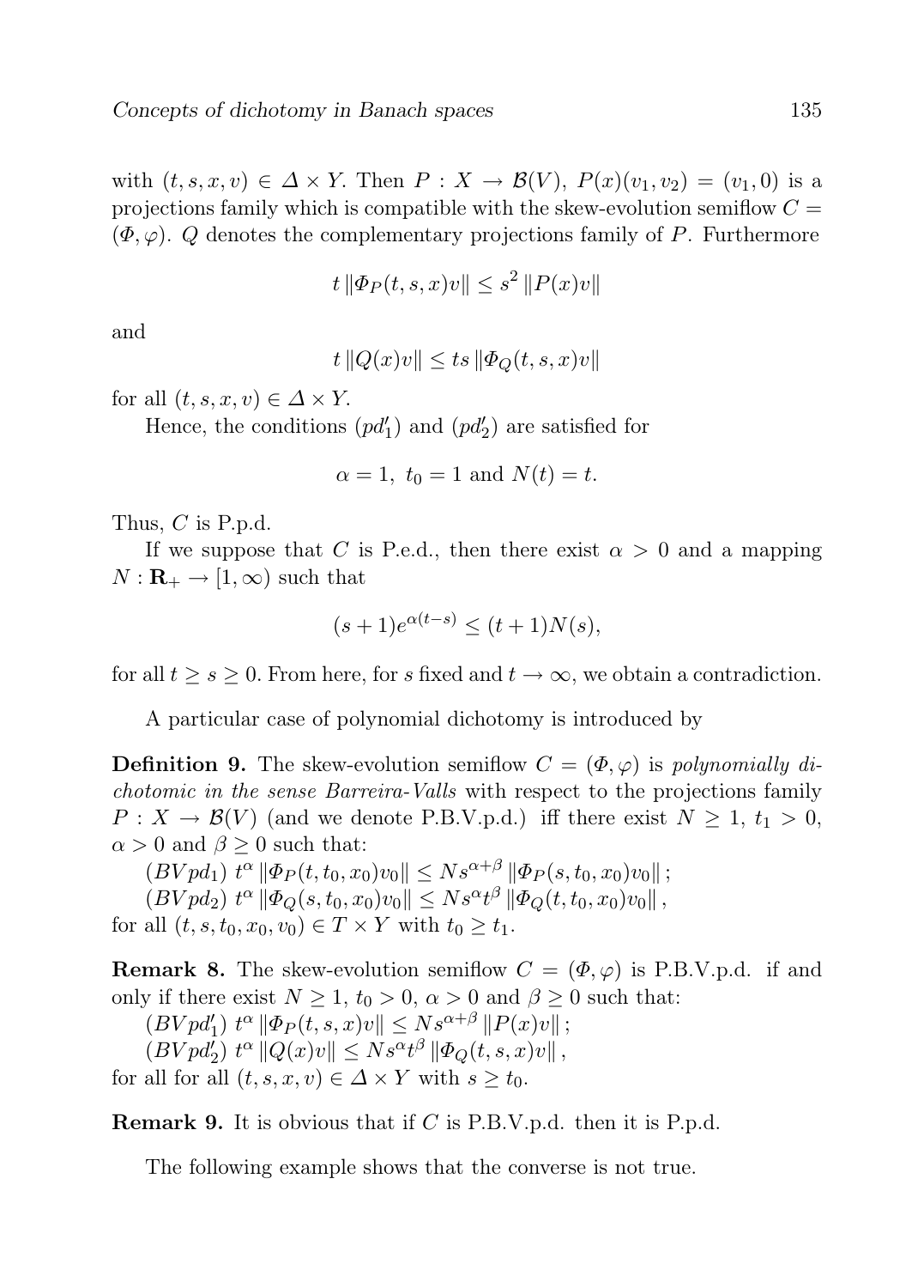with $(t, s, x, v) \in \Delta \times Y$. Then $P : X \to \mathcal{B}(V)$, $P(x)(v_1, v_2) = (v_1, 0)$ is a projections family which is compatible with the skew-evolution semiflow $C = (\Phi, \varphi)$. $Q$ denotes the complementary projections family of $P$. Furthermore

$$t \|\Phi_P(t, s, x)v\| \leq s^2 \|P(x)v\|$$

and

$$t \|Q(x)v\| \leq ts \|\Phi_Q(t, s, x)v\|$$

for all $(t, s, x, v) \in \Delta \times Y$.

Hence, the conditions $(pd'_1)$ and $(pd'_2)$ are satisfied for

$$\alpha = 1,\ t_0 = 1 \text{ and } N(t) = t.$$

Thus, $C$ is P.p.d.

If we suppose that $C$ is P.e.d., then there exist $\alpha > 0$ and a mapping $N : \mathbf{R}_+ \to [1, \infty)$ such that

$$(s + 1)e^{\alpha(t-s)} \leq (t + 1)N(s),$$

for all $t \geq s \geq 0$. From here, for $s$ fixed and $t \to \infty$, we obtain a contradiction.

A particular case of polynomial dichotomy is introduced by

**Definition 9.** The skew-evolution semiflow $C = (\Phi, \varphi)$ is *polynomially dichotomic in the sense Barreira-Valls* with respect to the projections family $P : X \to \mathcal{B}(V)$ (and we denote P.B.V.p.d.) iff there exist $N \geq 1$, $t_1 > 0$, $\alpha > 0$ and $\beta \geq 0$ such that:

$(BVpd_1)$ $t^\alpha \|\Phi_P(t, t_0, x_0)v_0\| \leq N s^{\alpha+\beta} \|\Phi_P(s, t_0, x_0)v_0\|$;

$(BVpd_2)$ $t^\alpha \|\Phi_Q(s, t_0, x_0)v_0\| \leq N s^\alpha t^\beta \|\Phi_Q(t, t_0, x_0)v_0\|$,

for all $(t, s, t_0, x_0, v_0) \in T \times Y$ with $t_0 \geq t_1$.

**Remark 8.** The skew-evolution semiflow $C = (\Phi, \varphi)$ is P.B.V.p.d. if and only if there exist $N \geq 1$, $t_0 > 0$, $\alpha > 0$ and $\beta \geq 0$ such that:

$(BVpd'_1)$ $t^\alpha \|\Phi_P(t, s, x)v\| \leq N s^{\alpha+\beta} \|P(x)v\|$;

$(BVpd'_2)$ $t^\alpha \|Q(x)v\| \leq N s^\alpha t^\beta \|\Phi_Q(t, s, x)v\|$,

for all for all $(t, s, x, v) \in \Delta \times Y$ with $s \geq t_0$.

**Remark 9.** It is obvious that if $C$ is P.B.V.p.d. then it is P.p.d.

The following example shows that the converse is not true.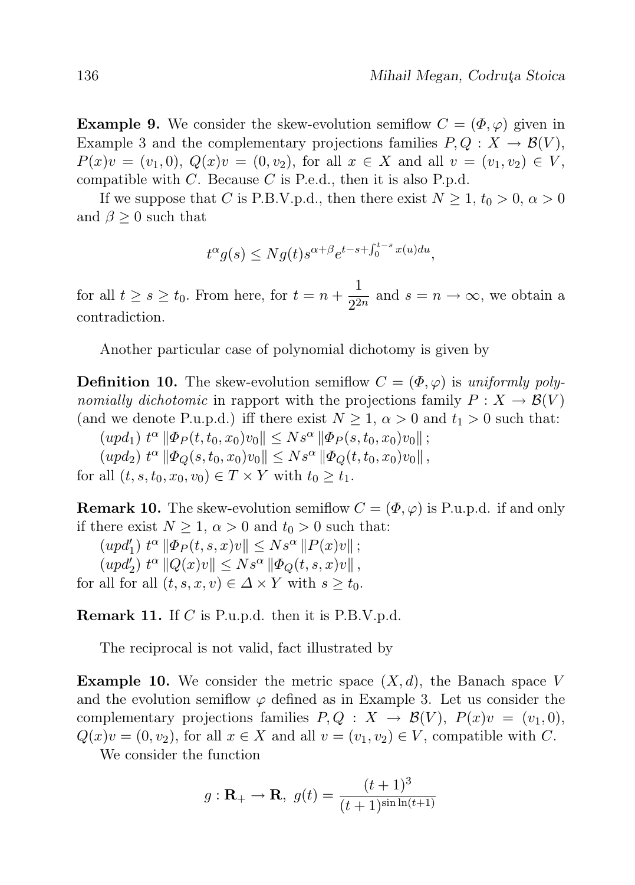**Example 9.** We consider the skew-evolution semiflow $C = (\Phi, \varphi)$ given in Example 3 and the complementary projections families $P, Q : X \to \mathcal{B}(V)$, $P(x)v = (v_1, 0)$, $Q(x)v = (0, v_2)$, for all $x \in X$ and all $v = (v_1, v_2) \in V$, compatible with $C$. Because $C$ is P.e.d., then it is also P.p.d.

If we suppose that $C$ is P.B.V.p.d., then there exist $N \geq 1$, $t_0 > 0$, $\alpha > 0$ and $\beta \geq 0$ such that

$$t^{\alpha} g(s) \leq N g(t) s^{\alpha+\beta} e^{t-s+\int_0^{t-s} x(u)du},$$

for all $t \geq s \geq t_0$. From here, for $t = n + \dfrac{1}{2^{2n}}$ and $s = n \to \infty$, we obtain a contradiction.

Another particular case of polynomial dichotomy is given by

**Definition 10.** The skew-evolution semiflow $C = (\Phi, \varphi)$ is *uniformly polynomially dichotomic* in rapport with the projections family $P : X \to \mathcal{B}(V)$ (and we denote P.u.p.d.) iff there exist $N \geq 1$, $\alpha > 0$ and $t_1 > 0$ such that:

$(upd_1)$ $t^{\alpha} \left\| \Phi_P(t, t_0, x_0)v_0 \right\| \leq N s^{\alpha} \left\| \Phi_P(s, t_0, x_0)v_0 \right\|;$

$(upd_2)$ $t^{\alpha} \left\| \Phi_Q(s, t_0, x_0)v_0 \right\| \leq N s^{\alpha} \left\| \Phi_Q(t, t_0, x_0)v_0 \right\|,$

for all $(t, s, t_0, x_0, v_0) \in T \times Y$ with $t_0 \geq t_1$.

**Remark 10.** The skew-evolution semiflow $C = (\Phi, \varphi)$ is P.u.p.d. if and only if there exist $N \geq 1$, $\alpha > 0$ and $t_0 > 0$ such that:

$(upd_1')$ $t^{\alpha} \left\| \Phi_P(t, s, x)v \right\| \leq N s^{\alpha} \left\| P(x)v \right\|;$

$(upd_2')$ $t^{\alpha} \left\| Q(x)v \right\| \leq N s^{\alpha} \left\| \Phi_Q(t, s, x)v \right\|,$

for all for all $(t, s, x, v) \in \Delta \times Y$ with $s \geq t_0$.

**Remark 11.** If $C$ is P.u.p.d. then it is P.B.V.p.d.

The reciprocal is not valid, fact illustrated by

**Example 10.** We consider the metric space $(X, d)$, the Banach space $V$ and the evolution semiflow $\varphi$ defined as in Example 3. Let us consider the complementary projections families $P, Q : X \to \mathcal{B}(V)$, $P(x)v = (v_1, 0)$, $Q(x)v = (0, v_2)$, for all $x \in X$ and all $v = (v_1, v_2) \in V$, compatible with $C$.

We consider the function

$$g : \mathbf{R}_+ \to \mathbf{R},\ g(t) = \frac{(t+1)^3}{(t+1)^{\sin \ln(t+1)}}$$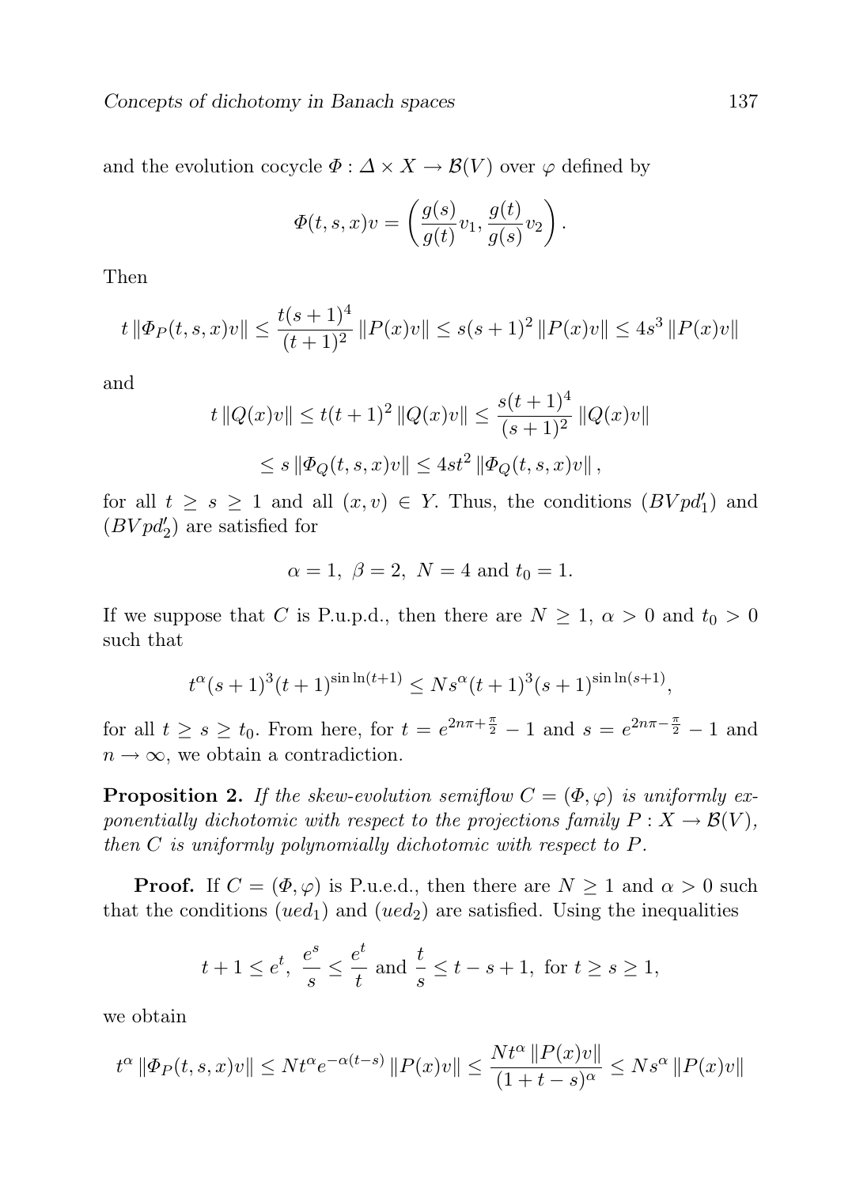and the evolution cocycle $\Phi : \Delta \times X \to \mathcal{B}(V)$ over $\varphi$ defined by

$$\Phi(t, s, x)v = \left( \frac{g(s)}{g(t)} v_1, \frac{g(t)}{g(s)} v_2 \right).$$

Then

$$t \left\| \Phi_P(t, s, x)v \right\| \leq \frac{t(s+1)^4}{(t+1)^2} \left\| P(x)v \right\| \leq s(s+1)^2 \left\| P(x)v \right\| \leq 4s^3 \left\| P(x)v \right\|$$

and

$$t \left\| Q(x)v \right\| \leq t(t+1)^2 \left\| Q(x)v \right\| \leq \frac{s(t+1)^4}{(s+1)^2} \left\| Q(x)v \right\|$$

$$\leq s \left\| \Phi_Q(t, s, x)v \right\| \leq 4st^2 \left\| \Phi_Q(t, s, x)v \right\|,$$

for all $t \geq s \geq 1$ and all $(x, v) \in Y$. Thus, the conditions $(BVpd_1')$ and $(BVpd_2')$ are satisfied for

$$\alpha = 1, \ \beta = 2, \ N = 4 \text{ and } t_0 = 1.$$

If we suppose that $C$ is P.u.p.d., then there are $N \geq 1$, $\alpha > 0$ and $t_0 > 0$ such that

$$t^\alpha (s+1)^3 (t+1)^{\sin \ln(t+1)} \leq N s^\alpha (t+1)^3 (s+1)^{\sin \ln(s+1)},$$

for all $t \geq s \geq t_0$. From here, for $t = e^{2n\pi + \frac{\pi}{2}} - 1$ and $s = e^{2n\pi - \frac{\pi}{2}} - 1$ and $n \to \infty$, we obtain a contradiction.

**Proposition 2.** *If the skew-evolution semiflow $C = (\Phi, \varphi)$ is uniformly exponentially dichotomic with respect to the projections family $P : X \to \mathcal{B}(V)$, then $C$ is uniformly polynomially dichotomic with respect to $P$.*

**Proof.** If $C = (\Phi, \varphi)$ is P.u.e.d., then there are $N \geq 1$ and $\alpha > 0$ such that the conditions $(ued_1)$ and $(ued_2)$ are satisfied. Using the inequalities

$$t + 1 \leq e^t, \ \frac{e^s}{s} \leq \frac{e^t}{t} \text{ and } \frac{t}{s} \leq t - s + 1, \text{ for } t \geq s \geq 1,$$

we obtain

$$t^\alpha \left\| \Phi_P(t, s, x)v \right\| \leq N t^\alpha e^{-\alpha(t-s)} \left\| P(x)v \right\| \leq \frac{N t^\alpha \left\| P(x)v \right\|}{(1 + t - s)^\alpha} \leq N s^\alpha \left\| P(x)v \right\|$$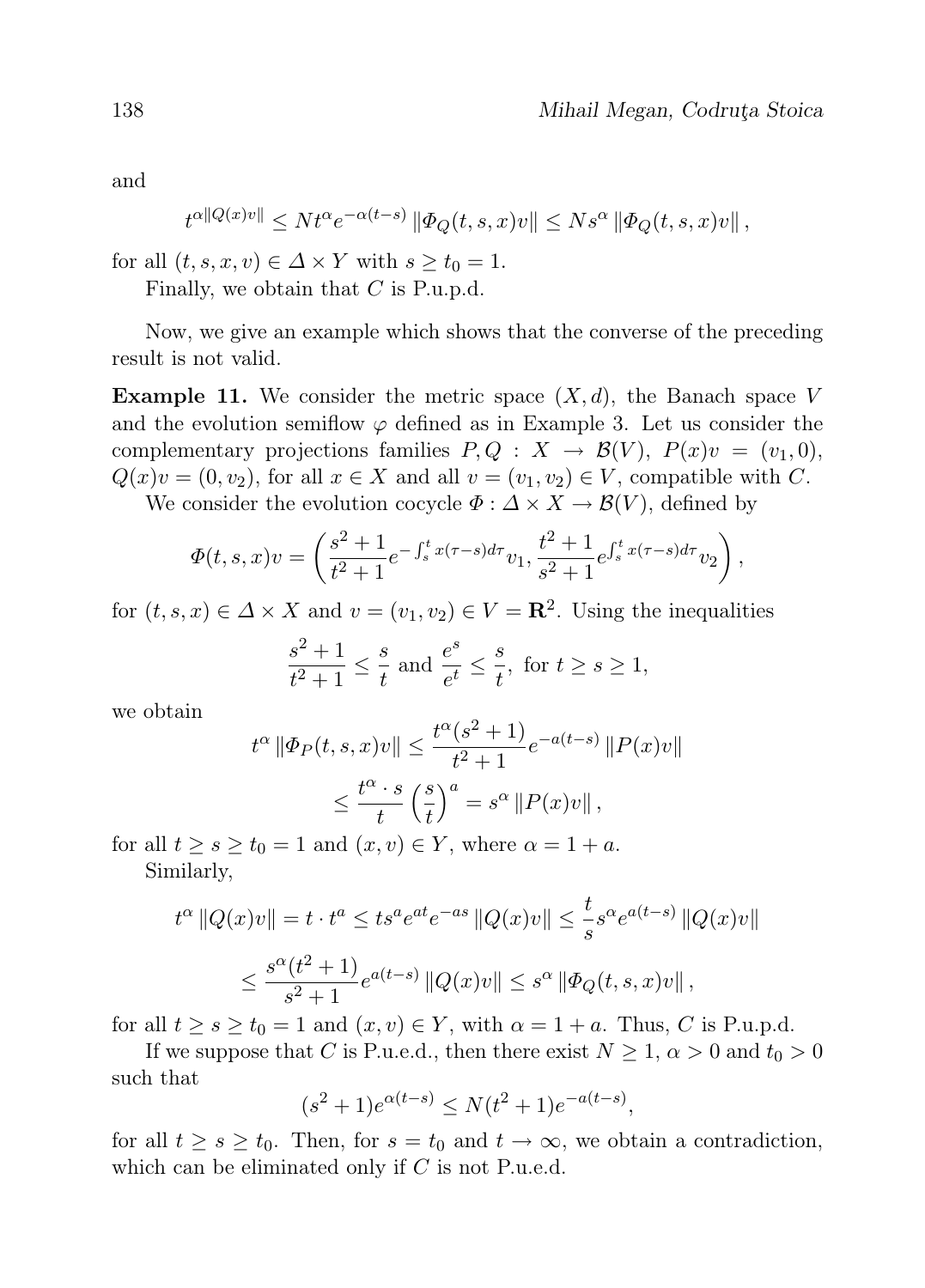and

$$t^{\alpha\|Q(x)v\|} \leq Nt^{\alpha}e^{-\alpha(t-s)} \left\|\Phi_Q(t,s,x)v\right\| \leq Ns^{\alpha} \left\|\Phi_Q(t,s,x)v\right\|,$$

for all $(t,s,x,v) \in \Delta \times Y$ with $s \geq t_0 = 1$.

Finally, we obtain that $C$ is P.u.p.d.

Now, we give an example which shows that the converse of the preceding result is not valid.

**Example 11.** We consider the metric space $(X,d)$, the Banach space $V$ and the evolution semiflow $\varphi$ defined as in Example 3. Let us consider the complementary projections families $P, Q : X \to \mathcal{B}(V)$, $P(x)v = (v_1, 0)$, $Q(x)v = (0, v_2)$, for all $x \in X$ and all $v = (v_1, v_2) \in V$, compatible with $C$.

We consider the evolution cocycle $\Phi : \Delta \times X \to \mathcal{B}(V)$, defined by

$$\Phi(t,s,x)v = \left( \frac{s^2+1}{t^2+1} e^{-\int_s^t x(\tau-s)d\tau} v_1, \frac{t^2+1}{s^2+1} e^{\int_s^t x(\tau-s)d\tau} v_2 \right),$$

for $(t,s,x) \in \Delta \times X$ and $v = (v_1, v_2) \in V = \mathbf{R}^2$. Using the inequalities

$$\frac{s^2+1}{t^2+1} \leq \frac{s}{t} \text{ and } \frac{e^s}{e^t} \leq \frac{s}{t}, \text{ for } t \geq s \geq 1,$$

we obtain

$$\begin{aligned} t^{\alpha} \left\|\Phi_P(t,s,x)v\right\| &\leq \frac{t^{\alpha}(s^2+1)}{t^2+1} e^{-a(t-s)} \left\|P(x)v\right\| \\ &\leq \frac{t^{\alpha} \cdot s}{t} \left(\frac{s}{t}\right)^a = s^{\alpha} \left\|P(x)v\right\|, \end{aligned}$$

for all $t \geq s \geq t_0 = 1$ and $(x,v) \in Y$, where $\alpha = 1 + a$.

Similarly,

$$\begin{aligned} t^{\alpha} \left\|Q(x)v\right\| &= t \cdot t^a \leq ts^a e^{at} e^{-as} \left\|Q(x)v\right\| \leq \frac{t}{s} s^{\alpha} e^{a(t-s)} \left\|Q(x)v\right\| \\ &\leq \frac{s^{\alpha}(t^2+1)}{s^2+1} e^{a(t-s)} \left\|Q(x)v\right\| \leq s^{\alpha} \left\|\Phi_Q(t,s,x)v\right\|, \end{aligned}$$

for all $t \geq s \geq t_0 = 1$ and $(x,v) \in Y$, with $\alpha = 1 + a$. Thus, $C$ is P.u.p.d.

If we suppose that $C$ is P.u.e.d., then there exist $N \geq 1$, $\alpha > 0$ and $t_0 > 0$ such that

$$(s^2+1)e^{\alpha(t-s)} \leq N(t^2+1)e^{-a(t-s)},$$

for all $t \geq s \geq t_0$. Then, for $s = t_0$ and $t \to \infty$, we obtain a contradiction, which can be eliminated only if $C$ is not P.u.e.d.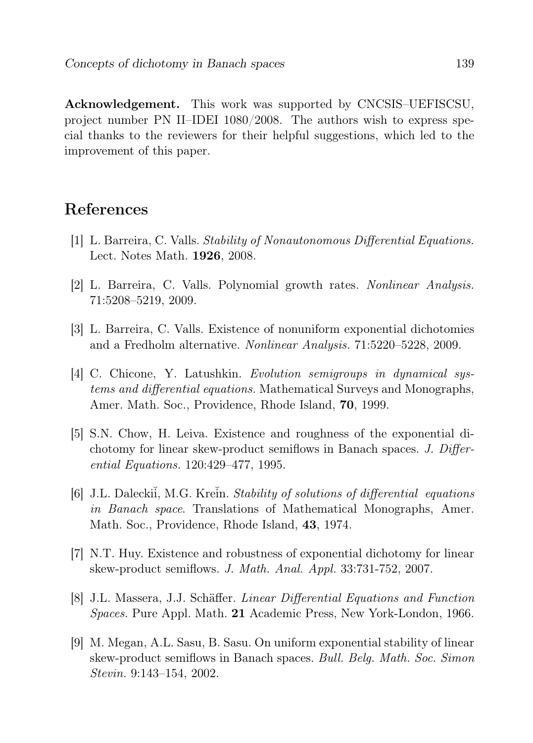**Acknowledgement.** This work was supported by CNCSIS–UEFISCSU, project number PN II–IDEI 1080/2008. The authors wish to express special thanks to the reviewers for their helpful suggestions, which led to the improvement of this paper.

## References

[1] L. Barreira, C. Valls. *Stability of Nonautonomous Differential Equations.* Lect. Notes Math. **1926**, 2008.

[2] L. Barreira, C. Valls. Polynomial growth rates. *Nonlinear Analysis.* 71:5208–5219, 2009.

[3] L. Barreira, C. Valls. Existence of nonuniform exponential dichotomies and a Fredholm alternative. *Nonlinear Analysis.* 71:5220–5228, 2009.

[4] C. Chicone, Y. Latushkin. *Evolution semigroups in dynamical systems and differential equations.* Mathematical Surveys and Monographs, Amer. Math. Soc., Providence, Rhode Island, **70**, 1999.

[5] S.N. Chow, H. Leiva. Existence and roughness of the exponential dichotomy for linear skew-product semiflows in Banach spaces. *J. Differential Equations.* 120:429–477, 1995.

[6] J.L. Daleckiĭ, M.G. Kreĭn. *Stability of solutions of differential equations in Banach space*. Translations of Mathematical Monographs, Amer. Math. Soc., Providence, Rhode Island, **43**, 1974.

[7] N.T. Huy. Existence and robustness of exponential dichotomy for linear skew-product semiflows. *J. Math. Anal. Appl.* 33:731-752, 2007.

[8] J.L. Massera, J.J. Schäffer. *Linear Differential Equations and Function Spaces.* Pure Appl. Math. **21** Academic Press, New York-London, 1966.

[9] M. Megan, A.L. Sasu, B. Sasu. On uniform exponential stability of linear skew-product semiflows in Banach spaces. *Bull. Belg. Math. Soc. Simon Stevin.* 9:143–154, 2002.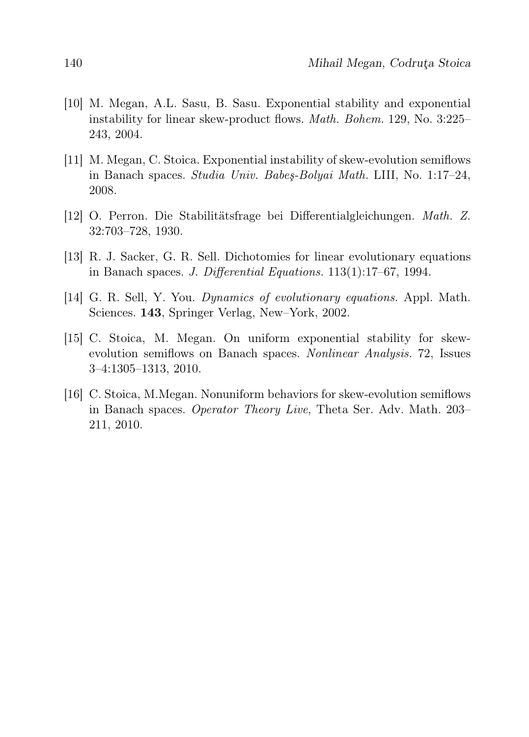[10] M. Megan, A.L. Sasu, B. Sasu. Exponential stability and exponential instability for linear skew-product flows. *Math. Bohem.* 129, No. 3:225–243, 2004.

[11] M. Megan, C. Stoica. Exponential instability of skew-evolution semiflows in Banach spaces. *Studia Univ. Babeş-Bolyai Math.* LIII, No. 1:17–24, 2008.

[12] O. Perron. Die Stabilitätsfrage bei Differentialgleichungen. *Math. Z.* 32:703–728, 1930.

[13] R. J. Sacker, G. R. Sell. Dichotomies for linear evolutionary equations in Banach spaces. *J. Differential Equations.* 113(1):17–67, 1994.

[14] G. R. Sell, Y. You. *Dynamics of evolutionary equations.* Appl. Math. Sciences. **143**, Springer Verlag, New–York, 2002.

[15] C. Stoica, M. Megan. On uniform exponential stability for skew-evolution semiflows on Banach spaces. *Nonlinear Analysis.* 72, Issues 3–4:1305–1313, 2010.

[16] C. Stoica, M.Megan. Nonuniform behaviors for skew-evolution semiflows in Banach spaces. *Operator Theory Live*, Theta Ser. Adv. Math. 203–211, 2010.